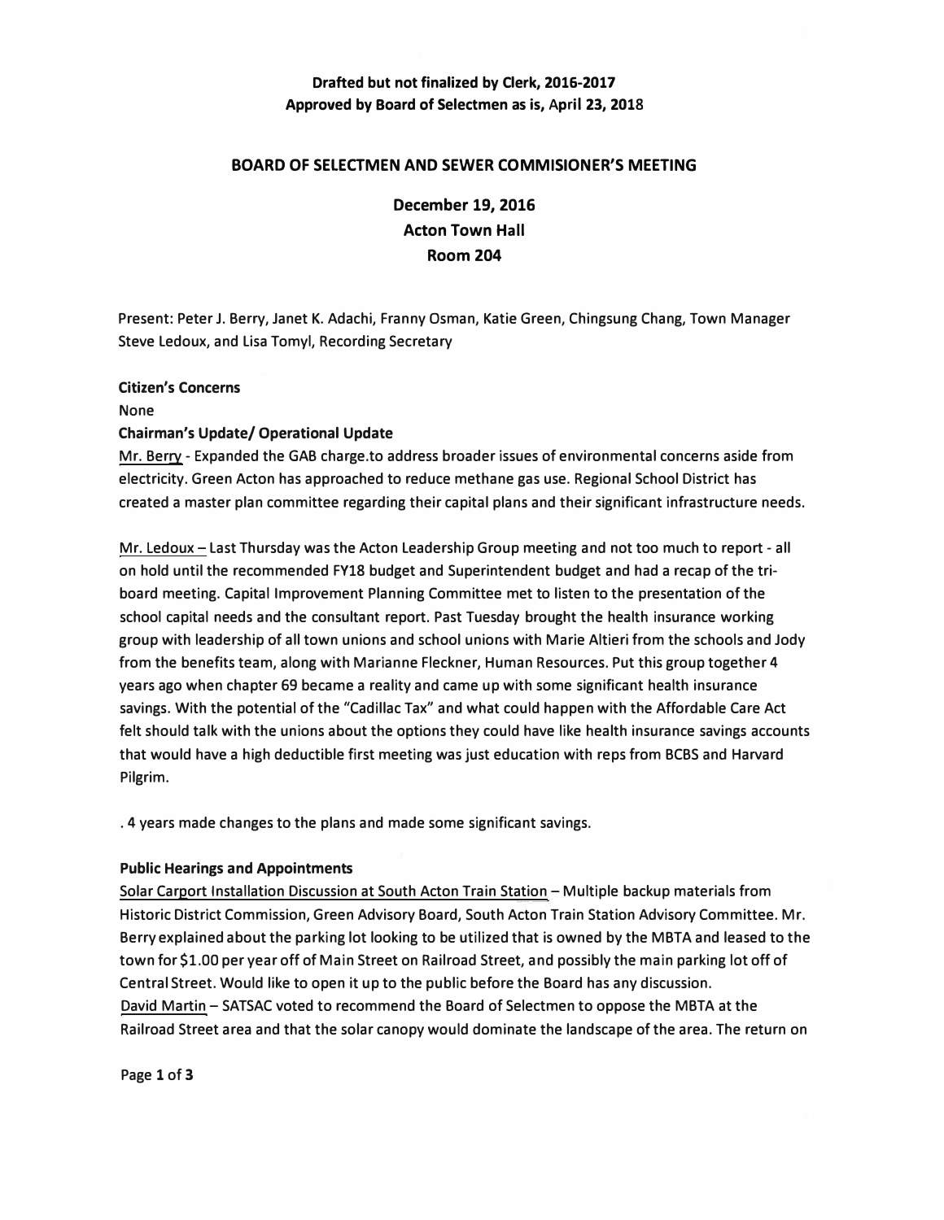**Drafted but not finalized by Clerk, 2016-2017**
**Approved by Board of Selectmen as is, April 23, 2018**

# BOARD OF SELECTMEN AND SEWER COMMISIONER'S MEETING

**December 19, 2016**
**Acton Town Hall**
**Room 204**

Present: Peter J. Berry, Janet K. Adachi, Franny Osman, Katie Green, Chingsung Chang, Town Manager Steve Ledoux, and Lisa Tomyl, Recording Secretary

**Citizen's Concerns**

None

**Chairman's Update/ Operational Update**

Mr. Berry - Expanded the GAB charge.to address broader issues of environmental concerns aside from electricity. Green Acton has approached to reduce methane gas use. Regional School District has created a master plan committee regarding their capital plans and their significant infrastructure needs.

Mr. Ledoux – Last Thursday was the Acton Leadership Group meeting and not too much to report - all on hold until the recommended FY18 budget and Superintendent budget and had a recap of the tri-board meeting. Capital Improvement Planning Committee met to listen to the presentation of the school capital needs and the consultant report. Past Tuesday brought the health insurance working group with leadership of all town unions and school unions with Marie Altieri from the schools and Jody from the benefits team, along with Marianne Fleckner, Human Resources. Put this group together 4 years ago when chapter 69 became a reality and came up with some significant health insurance savings. With the potential of the "Cadillac Tax" and what could happen with the Affordable Care Act felt should talk with the unions about the options they could have like health insurance savings accounts that would have a high deductible first meeting was just education with reps from BCBS and Harvard Pilgrim.

. 4 years made changes to the plans and made some significant savings.

**Public Hearings and Appointments**

Solar Carport Installation Discussion at South Acton Train Station – Multiple backup materials from Historic District Commission, Green Advisory Board, South Acton Train Station Advisory Committee. Mr. Berry explained about the parking lot looking to be utilized that is owned by the MBTA and leased to the town for $1.00 per year off of Main Street on Railroad Street, and possibly the main parking lot off of Central Street. Would like to open it up to the public before the Board has any discussion.

David Martin – SATSAC voted to recommend the Board of Selectmen to oppose the MBTA at the Railroad Street area and that the solar canopy would dominate the landscape of the area. The return on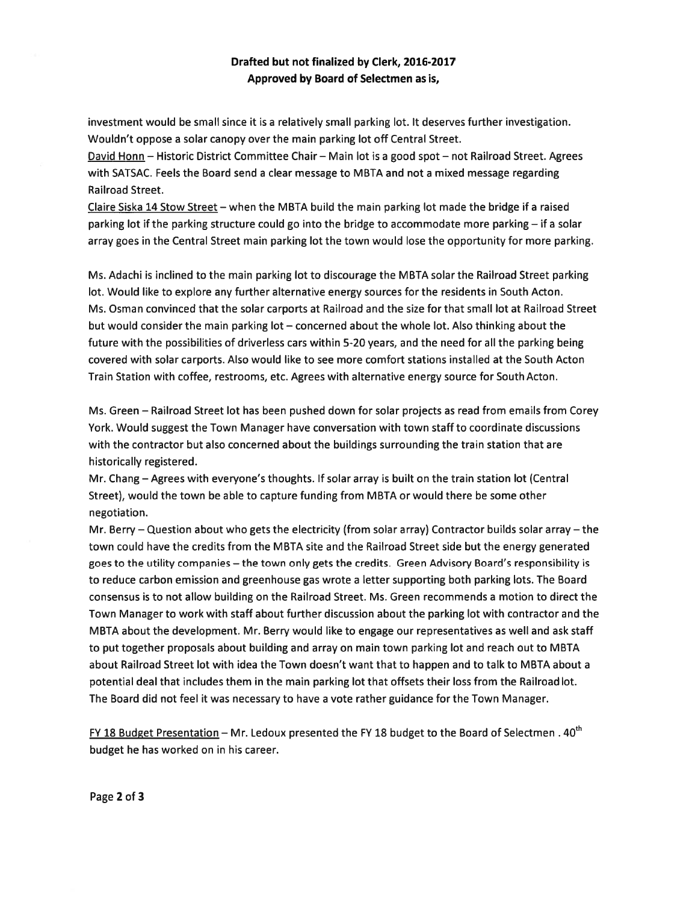**Drafted but not finalized by Clerk, 2016-2017**
**Approved by Board of Selectmen as is,**

investment would be small since it is a relatively small parking lot. It deserves further investigation. Wouldn't oppose a solar canopy over the main parking lot off Central Street.

<u>David Honn</u> – Historic District Committee Chair – Main lot is a good spot – not Railroad Street. Agrees with SATSAC. Feels the Board send a clear message to MBTA and not a mixed message regarding Railroad Street.

<u>Claire Siska 14 Stow Street</u> – when the MBTA build the main parking lot made the bridge if a raised parking lot if the parking structure could go into the bridge to accommodate more parking – if a solar array goes in the Central Street main parking lot the town would lose the opportunity for more parking.

Ms. Adachi is inclined to the main parking lot to discourage the MBTA solar the Railroad Street parking lot. Would like to explore any further alternative energy sources for the residents in South Acton. Ms. Osman convinced that the solar carports at Railroad and the size for that small lot at Railroad Street but would consider the main parking lot – concerned about the whole lot. Also thinking about the future with the possibilities of driverless cars within 5-20 years, and the need for all the parking being covered with solar carports. Also would like to see more comfort stations installed at the South Acton Train Station with coffee, restrooms, etc. Agrees with alternative energy source for South Acton.

Ms. Green – Railroad Street lot has been pushed down for solar projects as read from emails from Corey York. Would suggest the Town Manager have conversation with town staff to coordinate discussions with the contractor but also concerned about the buildings surrounding the train station that are historically registered.

Mr. Chang – Agrees with everyone's thoughts. If solar array is built on the train station lot (Central Street), would the town be able to capture funding from MBTA or would there be some other negotiation.

Mr. Berry – Question about who gets the electricity (from solar array) Contractor builds solar array – the town could have the credits from the MBTA site and the Railroad Street side but the energy generated goes to the utility companies – the town only gets the credits. Green Advisory Board's responsibility is to reduce carbon emission and greenhouse gas wrote a letter supporting both parking lots. The Board consensus is to not allow building on the Railroad Street. Ms. Green recommends a motion to direct the Town Manager to work with staff about further discussion about the parking lot with contractor and the MBTA about the development. Mr. Berry would like to engage our representatives as well and ask staff to put together proposals about building and array on main town parking lot and reach out to MBTA about Railroad Street lot with idea the Town doesn't want that to happen and to talk to MBTA about a potential deal that includes them in the main parking lot that offsets their loss from the Railroad lot. The Board did not feel it was necessary to have a vote rather guidance for the Town Manager.

<u>FY 18 Budget Presentation</u> – Mr. Ledoux presented the FY 18 budget to the Board of Selectmen . 40th budget he has worked on in his career.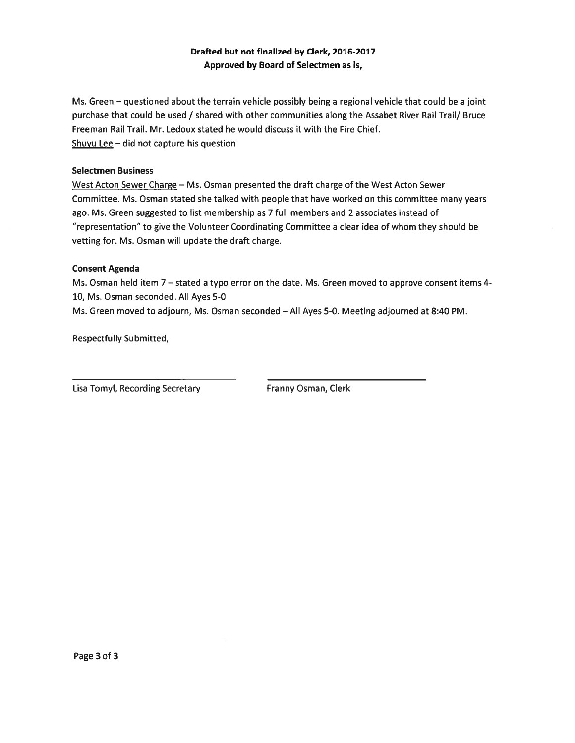**Drafted but not finalized by Clerk, 2016-2017**
**Approved by Board of Selectmen as is,**

Ms. Green – questioned about the terrain vehicle possibly being a regional vehicle that could be a joint purchase that could be used / shared with other communities along the Assabet River Rail Trail/ Bruce Freeman Rail Trail. Mr. Ledoux stated he would discuss it with the Fire Chief.
Shuyu Lee – did not capture his question

**Selectmen Business**

West Acton Sewer Charge – Ms. Osman presented the draft charge of the West Acton Sewer Committee. Ms. Osman stated she talked with people that have worked on this committee many years ago. Ms. Green suggested to list membership as 7 full members and 2 associates instead of "representation" to give the Volunteer Coordinating Committee a clear idea of whom they should be vetting for. Ms. Osman will update the draft charge.

**Consent Agenda**

Ms. Osman held item 7 – stated a typo error on the date. Ms. Green moved to approve consent items 4-10, Ms. Osman seconded. All Ayes 5-0
Ms. Green moved to adjourn, Ms. Osman seconded – All Ayes 5-0. Meeting adjourned at 8:40 PM.

Respectfully Submitted,

Lisa Tomyl, Recording Secretary

Franny Osman, Clerk